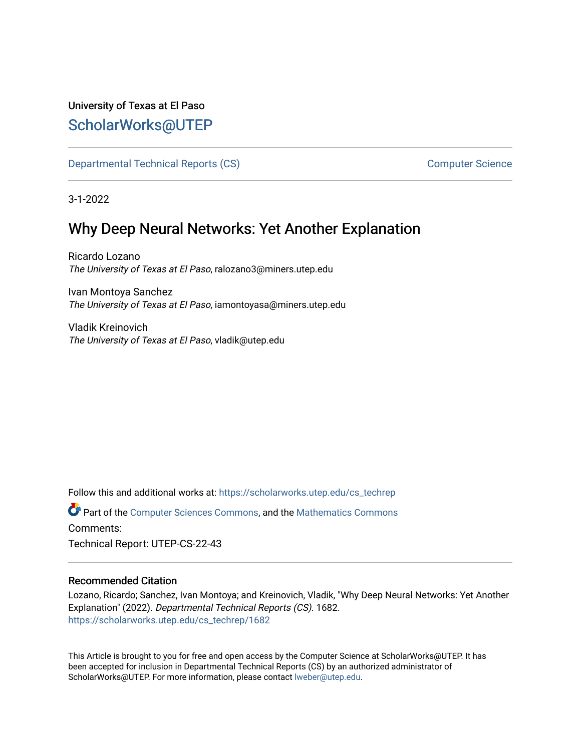University of Texas at El Paso

# ScholarWorks@UTEP

Departmental Technical Reports (CS) | Computer Science

3-1-2022

## Why Deep Neural Networks: Yet Another Explanation

Ricardo Lozano
*The University of Texas at El Paso*, ralozano3@miners.utep.edu

Ivan Montoya Sanchez
*The University of Texas at El Paso*, iamontoyasa@miners.utep.edu

Vladik Kreinovich
*The University of Texas at El Paso*, vladik@utep.edu

Follow this and additional works at: https://scholarworks.utep.edu/cs_techrep

Part of the Computer Sciences Commons, and the Mathematics Commons

Comments:

Technical Report: UTEP-CS-22-43

### Recommended Citation

Lozano, Ricardo; Sanchez, Ivan Montoya; and Kreinovich, Vladik, "Why Deep Neural Networks: Yet Another Explanation" (2022). *Departmental Technical Reports (CS)*. 1682.
https://scholarworks.utep.edu/cs_techrep/1682

This Article is brought to you for free and open access by the Computer Science at ScholarWorks@UTEP. It has been accepted for inclusion in Departmental Technical Reports (CS) by an authorized administrator of ScholarWorks@UTEP. For more information, please contact lweber@utep.edu.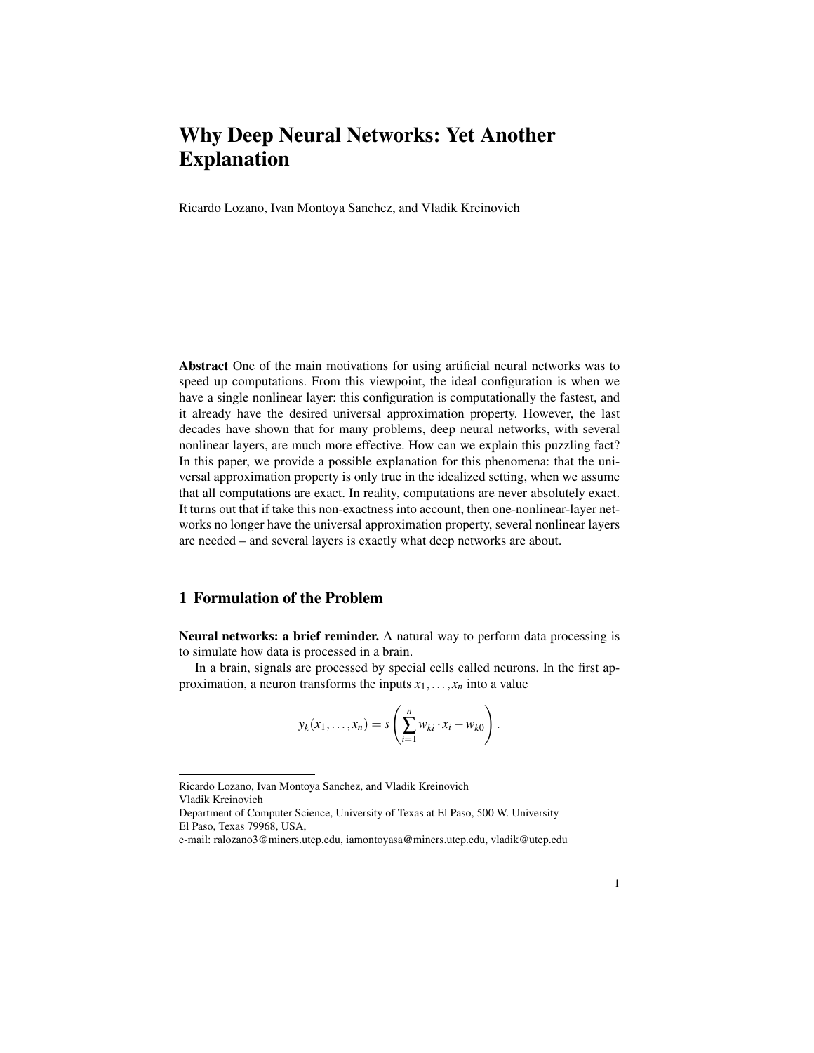# Why Deep Neural Networks: Yet Another Explanation

Ricardo Lozano, Ivan Montoya Sanchez, and Vladik Kreinovich

**Abstract** One of the main motivations for using artificial neural networks was to speed up computations. From this viewpoint, the ideal configuration is when we have a single nonlinear layer: this configuration is computationally the fastest, and it already have the desired universal approximation property. However, the last decades have shown that for many problems, deep neural networks, with several nonlinear layers, are much more effective. How can we explain this puzzling fact? In this paper, we provide a possible explanation for this phenomena: that the universal approximation property is only true in the idealized setting, when we assume that all computations are exact. In reality, computations are never absolutely exact. It turns out that if take this non-exactness into account, then one-nonlinear-layer networks no longer have the universal approximation property, several nonlinear layers are needed – and several layers is exactly what deep networks are about.

## 1 Formulation of the Problem

**Neural networks: a brief reminder.** A natural way to perform data processing is to simulate how data is processed in a brain.

In a brain, signals are processed by special cells called neurons. In the first approximation, a neuron transforms the inputs $x_1, \ldots, x_n$ into a value

$$y_k(x_1, \ldots, x_n) = s\left(\sum_{i=1}^{n} w_{ki} \cdot x_i - w_{k0}\right).$$

---

Ricardo Lozano, Ivan Montoya Sanchez, and Vladik Kreinovich
Vladik Kreinovich
Department of Computer Science, University of Texas at El Paso, 500 W. University
El Paso, Texas 79968, USA,
e-mail: ralozano3@miners.utep.edu, iamontoyasa@miners.utep.edu, vladik@utep.edu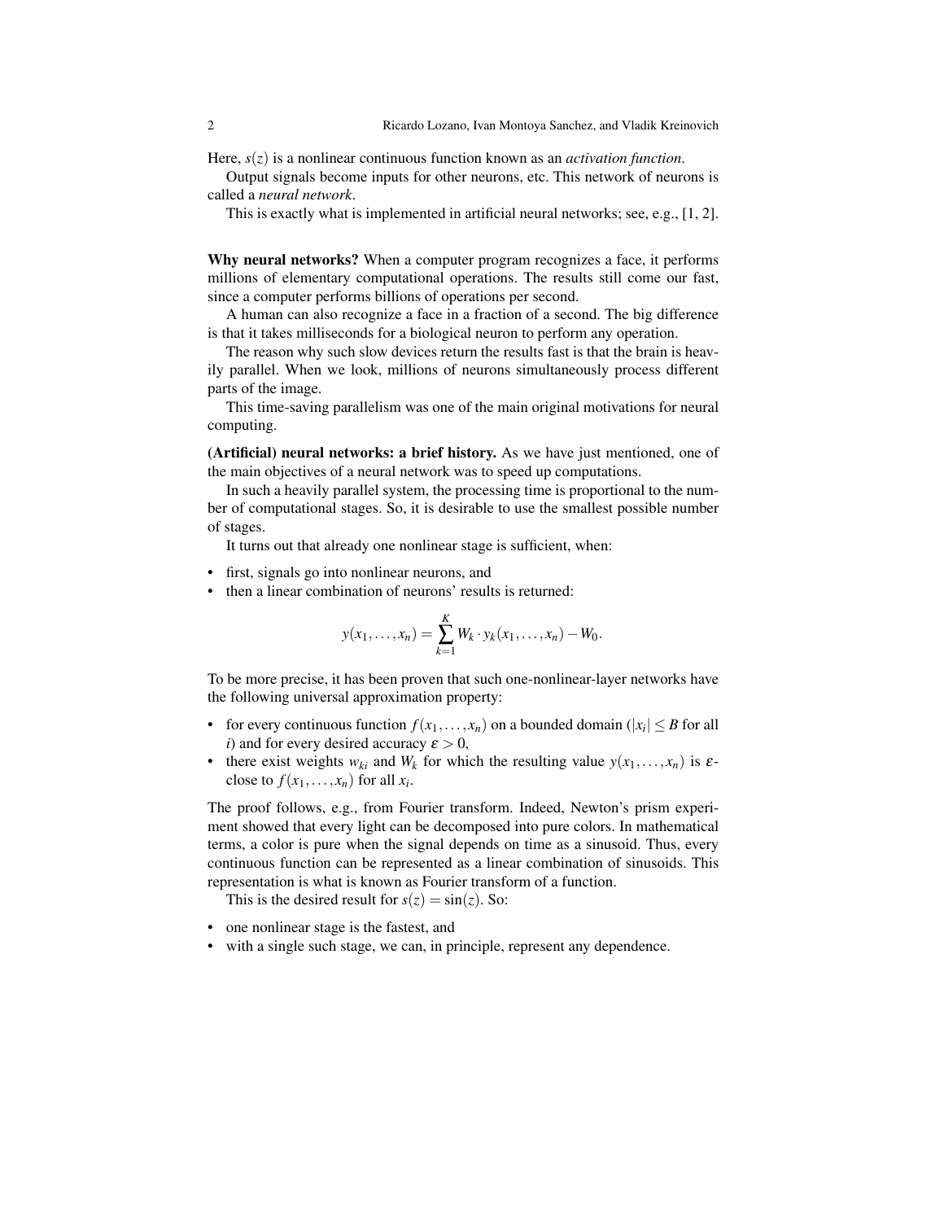Here, $s(z)$ is a nonlinear continuous function known as an *activation function*.

Output signals become inputs for other neurons, etc. This network of neurons is called a *neural network*.

This is exactly what is implemented in artificial neural networks; see, e.g., [1, 2].

**Why neural networks?** When a computer program recognizes a face, it performs millions of elementary computational operations. The results still come our fast, since a computer performs billions of operations per second.

A human can also recognize a face in a fraction of a second. The big difference is that it takes milliseconds for a biological neuron to perform any operation.

The reason why such slow devices return the results fast is that the brain is heavily parallel. When we look, millions of neurons simultaneously process different parts of the image.

This time-saving parallelism was one of the main original motivations for neural computing.

**(Artificial) neural networks: a brief history.** As we have just mentioned, one of the main objectives of a neural network was to speed up computations.

In such a heavily parallel system, the processing time is proportional to the number of computational stages. So, it is desirable to use the smallest possible number of stages.

It turns out that already one nonlinear stage is sufficient, when:

- first, signals go into nonlinear neurons, and
- then a linear combination of neurons' results is returned:

$$y(x_1,\ldots,x_n) = \sum_{k=1}^{K} W_k \cdot y_k(x_1,\ldots,x_n) - W_0.$$

To be more precise, it has been proven that such one-nonlinear-layer networks have the following universal approximation property:

- for every continuous function $f(x_1,\ldots,x_n)$ on a bounded domain ($|x_i| \le B$ for all $i$) and for every desired accuracy $\varepsilon > 0$,
- there exist weights $w_{ki}$ and $W_k$ for which the resulting value $y(x_1,\ldots,x_n)$ is $\varepsilon$-close to $f(x_1,\ldots,x_n)$ for all $x_i$.

The proof follows, e.g., from Fourier transform. Indeed, Newton's prism experiment showed that every light can be decomposed into pure colors. In mathematical terms, a color is pure when the signal depends on time as a sinusoid. Thus, every continuous function can be represented as a linear combination of sinusoids. This representation is what is known as Fourier transform of a function.

This is the desired result for $s(z) = \sin(z)$. So:

- one nonlinear stage is the fastest, and
- with a single such stage, we can, in principle, represent any dependence.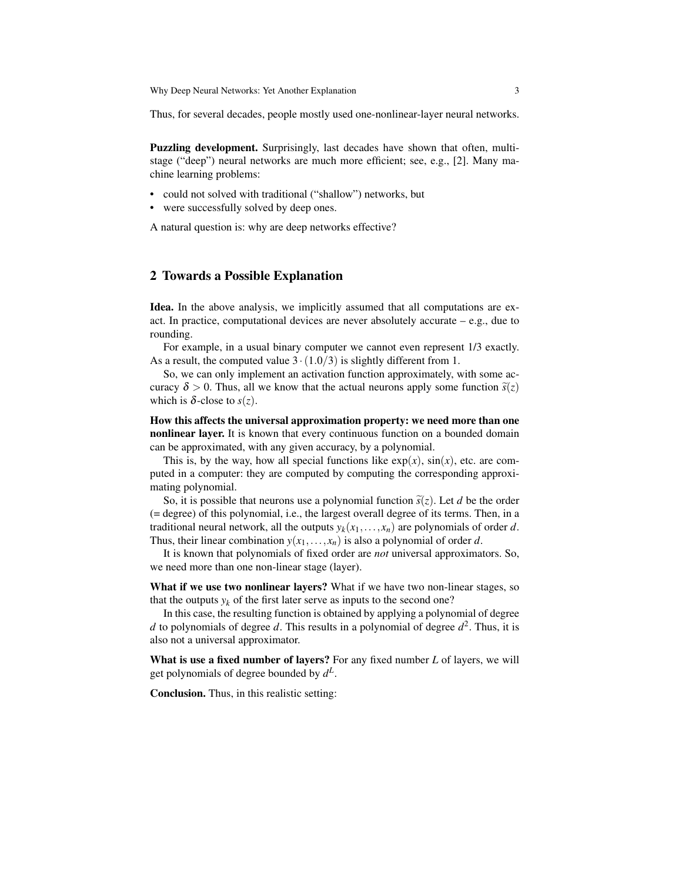Thus, for several decades, people mostly used one-nonlinear-layer neural networks.

**Puzzling development.** Surprisingly, last decades have shown that often, multi-stage ("deep") neural networks are much more efficient; see, e.g., [2]. Many machine learning problems:

- could not solved with traditional ("shallow") networks, but
- were successfully solved by deep ones.

A natural question is: why are deep networks effective?

## 2 Towards a Possible Explanation

**Idea.** In the above analysis, we implicitly assumed that all computations are exact. In practice, computational devices are never absolutely accurate – e.g., due to rounding.

For example, in a usual binary computer we cannot even represent 1/3 exactly. As a result, the computed value $3 \cdot (1.0/3)$ is slightly different from 1.

So, we can only implement an activation function approximately, with some accuracy $\delta > 0$. Thus, all we know that the actual neurons apply some function $\widetilde{s}(z)$ which is $\delta$-close to $s(z)$.

**How this affects the universal approximation property: we need more than one nonlinear layer.** It is known that every continuous function on a bounded domain can be approximated, with any given accuracy, by a polynomial.

This is, by the way, how all special functions like $\exp(x)$, $\sin(x)$, etc. are computed in a computer: they are computed by computing the corresponding approximating polynomial.

So, it is possible that neurons use a polynomial function $\widetilde{s}(z)$. Let $d$ be the order (= degree) of this polynomial, i.e., the largest overall degree of its terms. Then, in a traditional neural network, all the outputs $y_k(x_1, \ldots, x_n)$ are polynomials of order $d$. Thus, their linear combination $y(x_1, \ldots, x_n)$ is also a polynomial of order $d$.

It is known that polynomials of fixed order are *not* universal approximators. So, we need more than one non-linear stage (layer).

**What if we use two nonlinear layers?** What if we have two non-linear stages, so that the outputs $y_k$ of the first later serve as inputs to the second one?

In this case, the resulting function is obtained by applying a polynomial of degree $d$ to polynomials of degree $d$. This results in a polynomial of degree $d^2$. Thus, it is also not a universal approximator.

**What is use a fixed number of layers?** For any fixed number $L$ of layers, we will get polynomials of degree bounded by $d^L$.

**Conclusion.** Thus, in this realistic setting: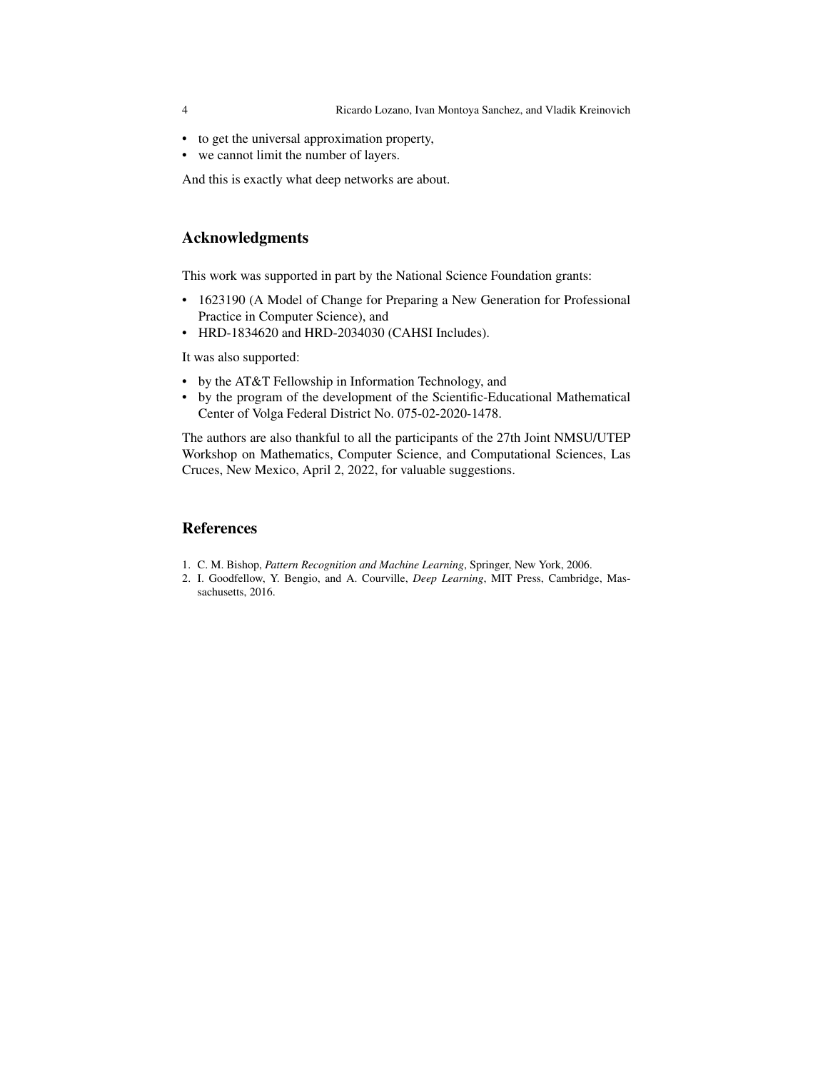- to get the universal approximation property,
- we cannot limit the number of layers.

And this is exactly what deep networks are about.

## Acknowledgments

This work was supported in part by the National Science Foundation grants:

- 1623190 (A Model of Change for Preparing a New Generation for Professional Practice in Computer Science), and
- HRD-1834620 and HRD-2034030 (CAHSI Includes).

It was also supported:

- by the AT&T Fellowship in Information Technology, and
- by the program of the development of the Scientific-Educational Mathematical Center of Volga Federal District No. 075-02-2020-1478.

The authors are also thankful to all the participants of the 27th Joint NMSU/UTEP Workshop on Mathematics, Computer Science, and Computational Sciences, Las Cruces, New Mexico, April 2, 2022, for valuable suggestions.

## References

1. C. M. Bishop, *Pattern Recognition and Machine Learning*, Springer, New York, 2006.
2. I. Goodfellow, Y. Bengio, and A. Courville, *Deep Learning*, MIT Press, Cambridge, Massachusetts, 2016.